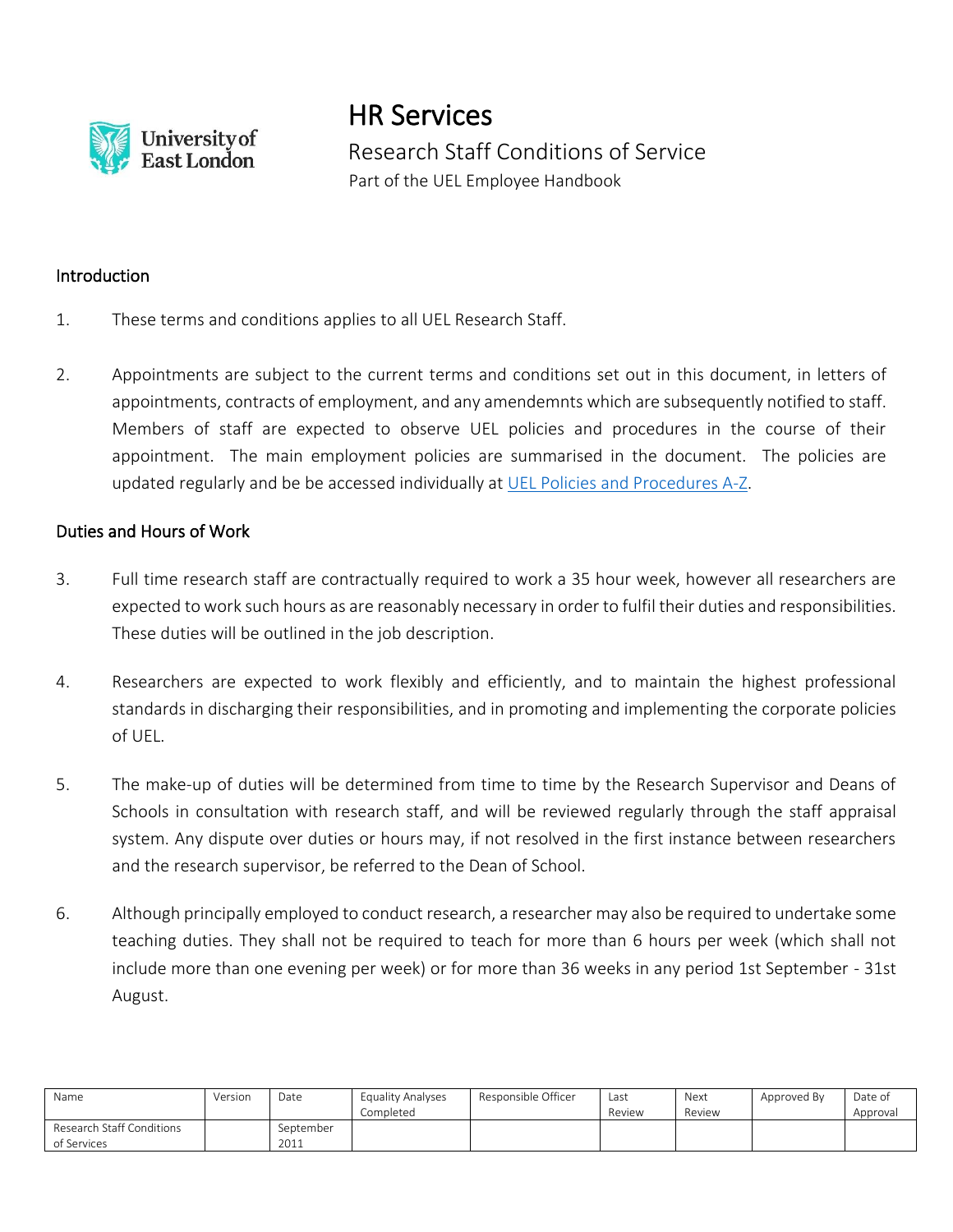# HR Services

## Research Staff Conditions of Service

Part of the UEL Employee Handbook

### Introduction

1. These terms and conditions applies to all UEL Research Staff.

2. Appointments are subject to the current terms and conditions set out in this document, in letters of appointments, contracts of employment, and any amendemnts which are subsequently notified to staff. Members of staff are expected to observe UEL policies and procedures in the course of their appointment. The main employment policies are summarised in the document. The policies are updated regularly and be be accessed individually at [UEL Policies and Procedures A-Z](#).

### Duties and Hours of Work

3. Full time research staff are contractually required to work a 35 hour week, however all researchers are expected to work such hours as are reasonably necessary in order to fulfil their duties and responsibilities. These duties will be outlined in the job description.

4. Researchers are expected to work flexibly and efficiently, and to maintain the highest professional standards in discharging their responsibilities, and in promoting and implementing the corporate policies of UEL.

5. The make-up of duties will be determined from time to time by the Research Supervisor and Deans of Schools in consultation with research staff, and will be reviewed regularly through the staff appraisal system. Any dispute over duties or hours may, if not resolved in the first instance between researchers and the research supervisor, be referred to the Dean of School.

6. Although principally employed to conduct research, a researcher may also be required to undertake some teaching duties. They shall not be required to teach for more than 6 hours per week (which shall not include more than one evening per week) or for more than 36 weeks in any period 1st September - 31st August.

| Name | Version | Date | Equality Analyses Completed | Responsible Officer | Last Review | Next Review | Approved By | Date of Approval |
| --- | --- | --- | --- | --- | --- | --- | --- | --- |
| Research Staff Conditions of Services | | September 2011 | | | | | | |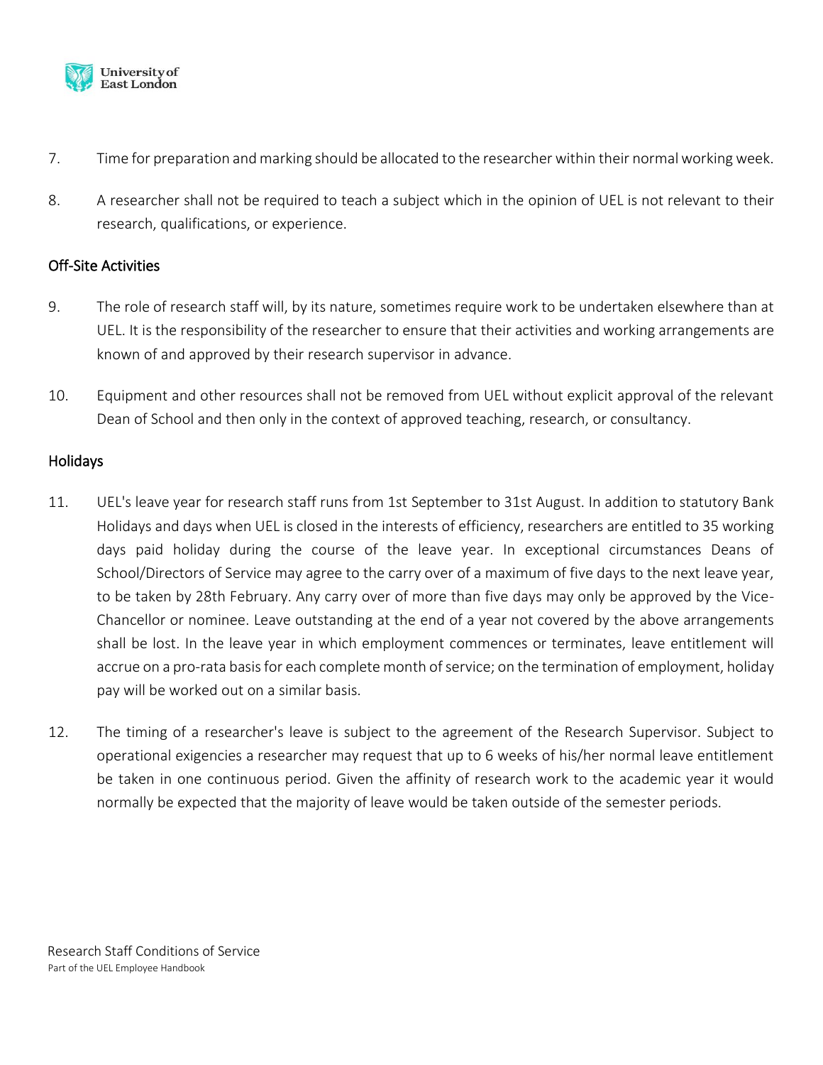7. Time for preparation and marking should be allocated to the researcher within their normal working week.

8. A researcher shall not be required to teach a subject which in the opinion of UEL is not relevant to their research, qualifications, or experience.

## Off-Site Activities

9. The role of research staff will, by its nature, sometimes require work to be undertaken elsewhere than at UEL. It is the responsibility of the researcher to ensure that their activities and working arrangements are known of and approved by their research supervisor in advance.

10. Equipment and other resources shall not be removed from UEL without explicit approval of the relevant Dean of School and then only in the context of approved teaching, research, or consultancy.

## Holidays

11. UEL's leave year for research staff runs from 1st September to 31st August. In addition to statutory Bank Holidays and days when UEL is closed in the interests of efficiency, researchers are entitled to 35 working days paid holiday during the course of the leave year. In exceptional circumstances Deans of School/Directors of Service may agree to the carry over of a maximum of five days to the next leave year, to be taken by 28th February. Any carry over of more than five days may only be approved by the Vice-Chancellor or nominee. Leave outstanding at the end of a year not covered by the above arrangements shall be lost. In the leave year in which employment commences or terminates, leave entitlement will accrue on a pro-rata basis for each complete month of service; on the termination of employment, holiday pay will be worked out on a similar basis.

12. The timing of a researcher's leave is subject to the agreement of the Research Supervisor. Subject to operational exigencies a researcher may request that up to 6 weeks of his/her normal leave entitlement be taken in one continuous period. Given the affinity of research work to the academic year it would normally be expected that the majority of leave would be taken outside of the semester periods.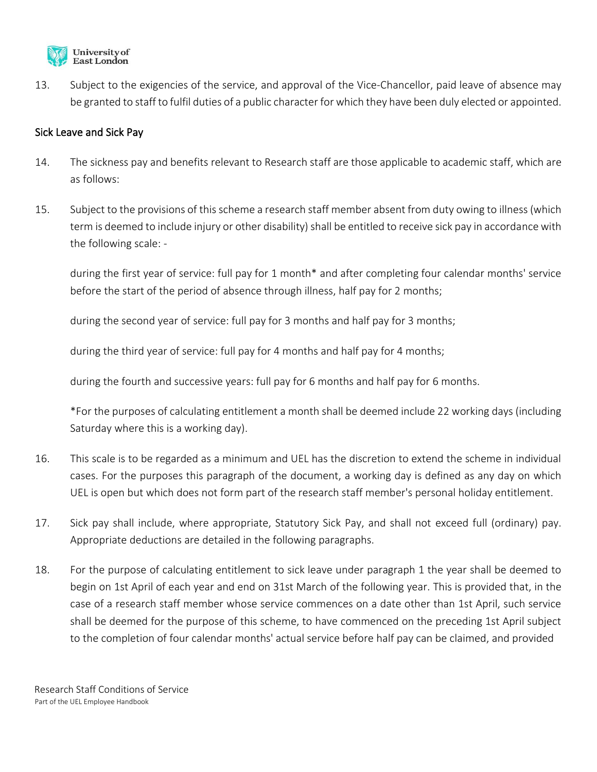13. Subject to the exigencies of the service, and approval of the Vice-Chancellor, paid leave of absence may be granted to staff to fulfil duties of a public character for which they have been duly elected or appointed.

## Sick Leave and Sick Pay

14. The sickness pay and benefits relevant to Research staff are those applicable to academic staff, which are as follows:

15. Subject to the provisions of this scheme a research staff member absent from duty owing to illness (which term is deemed to include injury or other disability) shall be entitled to receive sick pay in accordance with the following scale: -

    during the first year of service: full pay for 1 month* and after completing four calendar months' service before the start of the period of absence through illness, half pay for 2 months;

    during the second year of service: full pay for 3 months and half pay for 3 months;

    during the third year of service: full pay for 4 months and half pay for 4 months;

    during the fourth and successive years: full pay for 6 months and half pay for 6 months.

    *For the purposes of calculating entitlement a month shall be deemed include 22 working days (including Saturday where this is a working day).

16. This scale is to be regarded as a minimum and UEL has the discretion to extend the scheme in individual cases. For the purposes this paragraph of the document, a working day is defined as any day on which UEL is open but which does not form part of the research staff member's personal holiday entitlement.

17. Sick pay shall include, where appropriate, Statutory Sick Pay, and shall not exceed full (ordinary) pay. Appropriate deductions are detailed in the following paragraphs.

18. For the purpose of calculating entitlement to sick leave under paragraph 1 the year shall be deemed to begin on 1st April of each year and end on 31st March of the following year. This is provided that, in the case of a research staff member whose service commences on a date other than 1st April, such service shall be deemed for the purpose of this scheme, to have commenced on the preceding 1st April subject to the completion of four calendar months' actual service before half pay can be claimed, and provided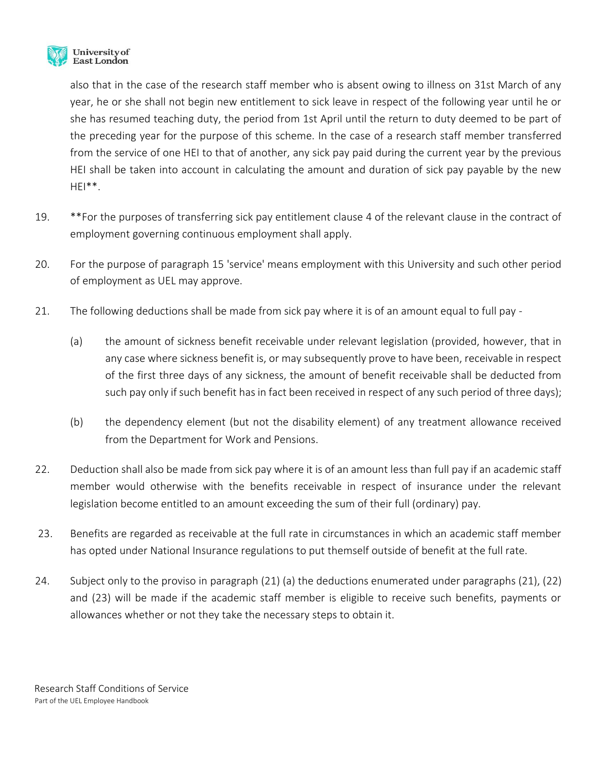also that in the case of the research staff member who is absent owing to illness on 31st March of any year, he or she shall not begin new entitlement to sick leave in respect of the following year until he or she has resumed teaching duty, the period from 1st April until the return to duty deemed to be part of the preceding year for the purpose of this scheme. In the case of a research staff member transferred from the service of one HEI to that of another, any sick pay paid during the current year by the previous HEI shall be taken into account in calculating the amount and duration of sick pay payable by the new HEI**.

19. **For the purposes of transferring sick pay entitlement clause 4 of the relevant clause in the contract of employment governing continuous employment shall apply.

20. For the purpose of paragraph 15 'service' means employment with this University and such other period of employment as UEL may approve.

21. The following deductions shall be made from sick pay where it is of an amount equal to full pay -

    (a) the amount of sickness benefit receivable under relevant legislation (provided, however, that in any case where sickness benefit is, or may subsequently prove to have been, receivable in respect of the first three days of any sickness, the amount of benefit receivable shall be deducted from such pay only if such benefit has in fact been received in respect of any such period of three days);

    (b) the dependency element (but not the disability element) of any treatment allowance received from the Department for Work and Pensions.

22. Deduction shall also be made from sick pay where it is of an amount less than full pay if an academic staff member would otherwise with the benefits receivable in respect of insurance under the relevant legislation become entitled to an amount exceeding the sum of their full (ordinary) pay.

23. Benefits are regarded as receivable at the full rate in circumstances in which an academic staff member has opted under National Insurance regulations to put themself outside of benefit at the full rate.

24. Subject only to the proviso in paragraph (21) (a) the deductions enumerated under paragraphs (21), (22) and (23) will be made if the academic staff member is eligible to receive such benefits, payments or allowances whether or not they take the necessary steps to obtain it.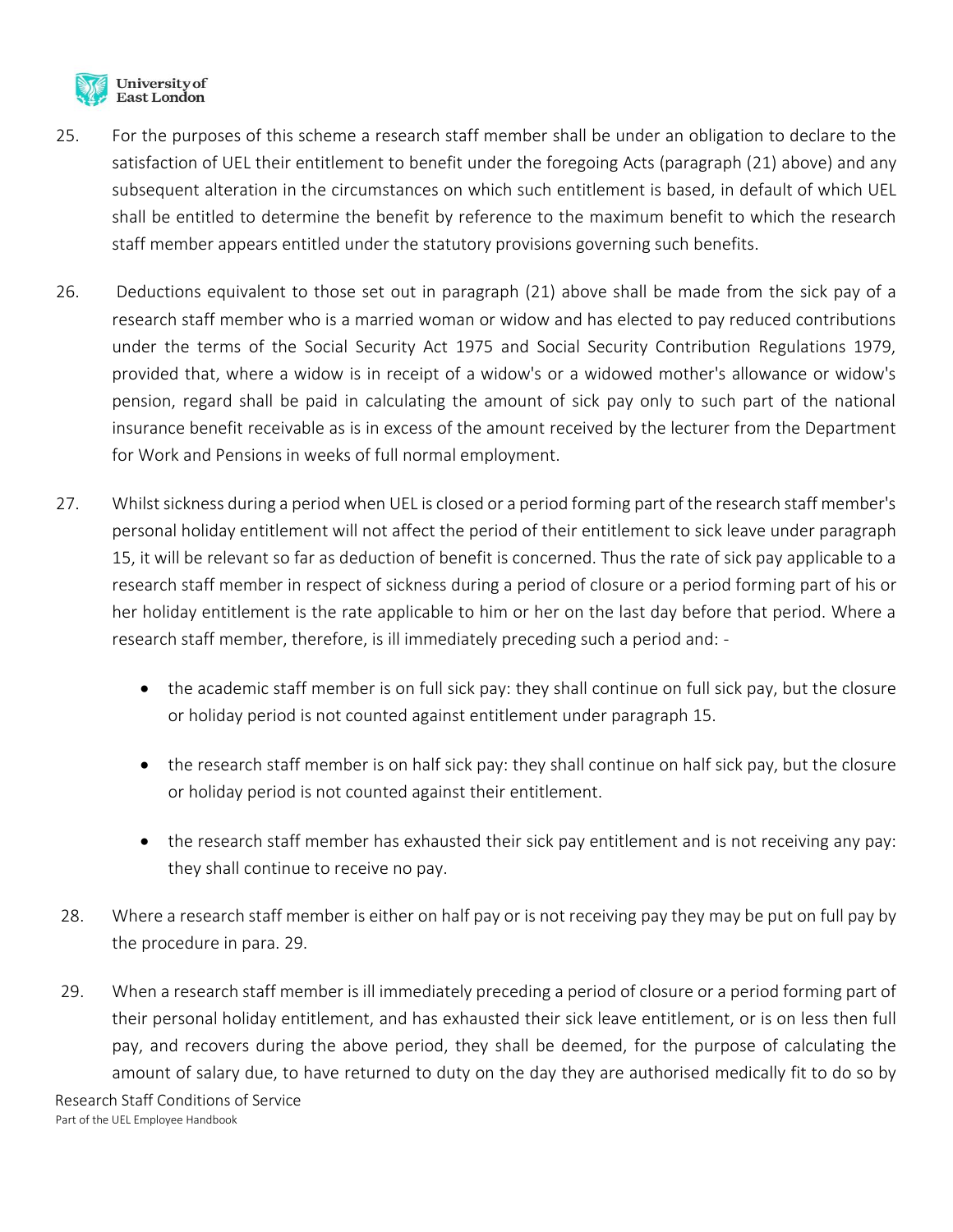25. For the purposes of this scheme a research staff member shall be under an obligation to declare to the satisfaction of UEL their entitlement to benefit under the foregoing Acts (paragraph (21) above) and any subsequent alteration in the circumstances on which such entitlement is based, in default of which UEL shall be entitled to determine the benefit by reference to the maximum benefit to which the research staff member appears entitled under the statutory provisions governing such benefits.

26. Deductions equivalent to those set out in paragraph (21) above shall be made from the sick pay of a research staff member who is a married woman or widow and has elected to pay reduced contributions under the terms of the Social Security Act 1975 and Social Security Contribution Regulations 1979, provided that, where a widow is in receipt of a widow's or a widowed mother's allowance or widow's pension, regard shall be paid in calculating the amount of sick pay only to such part of the national insurance benefit receivable as is in excess of the amount received by the lecturer from the Department for Work and Pensions in weeks of full normal employment.

27. Whilst sickness during a period when UEL is closed or a period forming part of the research staff member's personal holiday entitlement will not affect the period of their entitlement to sick leave under paragraph 15, it will be relevant so far as deduction of benefit is concerned. Thus the rate of sick pay applicable to a research staff member in respect of sickness during a period of closure or a period forming part of his or her holiday entitlement is the rate applicable to him or her on the last day before that period. Where a research staff member, therefore, is ill immediately preceding such a period and: -

    - the academic staff member is on full sick pay: they shall continue on full sick pay, but the closure or holiday period is not counted against entitlement under paragraph 15.

    - the research staff member is on half sick pay: they shall continue on half sick pay, but the closure or holiday period is not counted against their entitlement.

    - the research staff member has exhausted their sick pay entitlement and is not receiving any pay: they shall continue to receive no pay.

28. Where a research staff member is either on half pay or is not receiving pay they may be put on full pay by the procedure in para. 29.

29. When a research staff member is ill immediately preceding a period of closure or a period forming part of their personal holiday entitlement, and has exhausted their sick leave entitlement, or is on less then full pay, and recovers during the above period, they shall be deemed, for the purpose of calculating the amount of salary due, to have returned to duty on the day they are authorised medically fit to do so by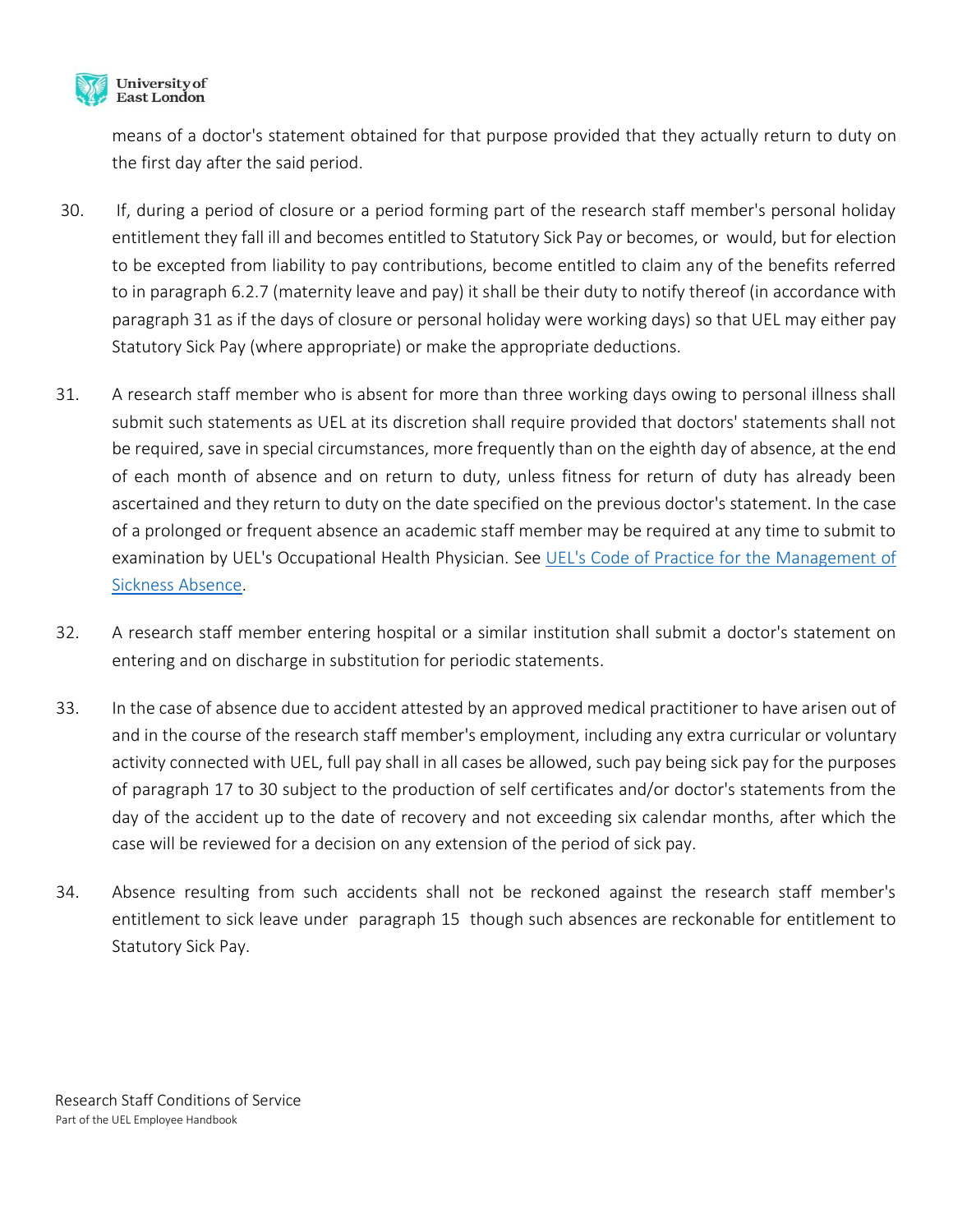means of a doctor's statement obtained for that purpose provided that they actually return to duty on the first day after the said period.

30. If, during a period of closure or a period forming part of the research staff member's personal holiday entitlement they fall ill and becomes entitled to Statutory Sick Pay or becomes, or would, but for election to be excepted from liability to pay contributions, become entitled to claim any of the benefits referred to in paragraph 6.2.7 (maternity leave and pay) it shall be their duty to notify thereof (in accordance with paragraph 31 as if the days of closure or personal holiday were working days) so that UEL may either pay Statutory Sick Pay (where appropriate) or make the appropriate deductions.

31. A research staff member who is absent for more than three working days owing to personal illness shall submit such statements as UEL at its discretion shall require provided that doctors' statements shall not be required, save in special circumstances, more frequently than on the eighth day of absence, at the end of each month of absence and on return to duty, unless fitness for return of duty has already been ascertained and they return to duty on the date specified on the previous doctor's statement. In the case of a prolonged or frequent absence an academic staff member may be required at any time to submit to examination by UEL's Occupational Health Physician. See UEL's Code of Practice for the Management of Sickness Absence.

32. A research staff member entering hospital or a similar institution shall submit a doctor's statement on entering and on discharge in substitution for periodic statements.

33. In the case of absence due to accident attested by an approved medical practitioner to have arisen out of and in the course of the research staff member's employment, including any extra curricular or voluntary activity connected with UEL, full pay shall in all cases be allowed, such pay being sick pay for the purposes of paragraph 17 to 30 subject to the production of self certificates and/or doctor's statements from the day of the accident up to the date of recovery and not exceeding six calendar months, after which the case will be reviewed for a decision on any extension of the period of sick pay.

34. Absence resulting from such accidents shall not be reckoned against the research staff member's entitlement to sick leave under paragraph 15 though such absences are reckonable for entitlement to Statutory Sick Pay.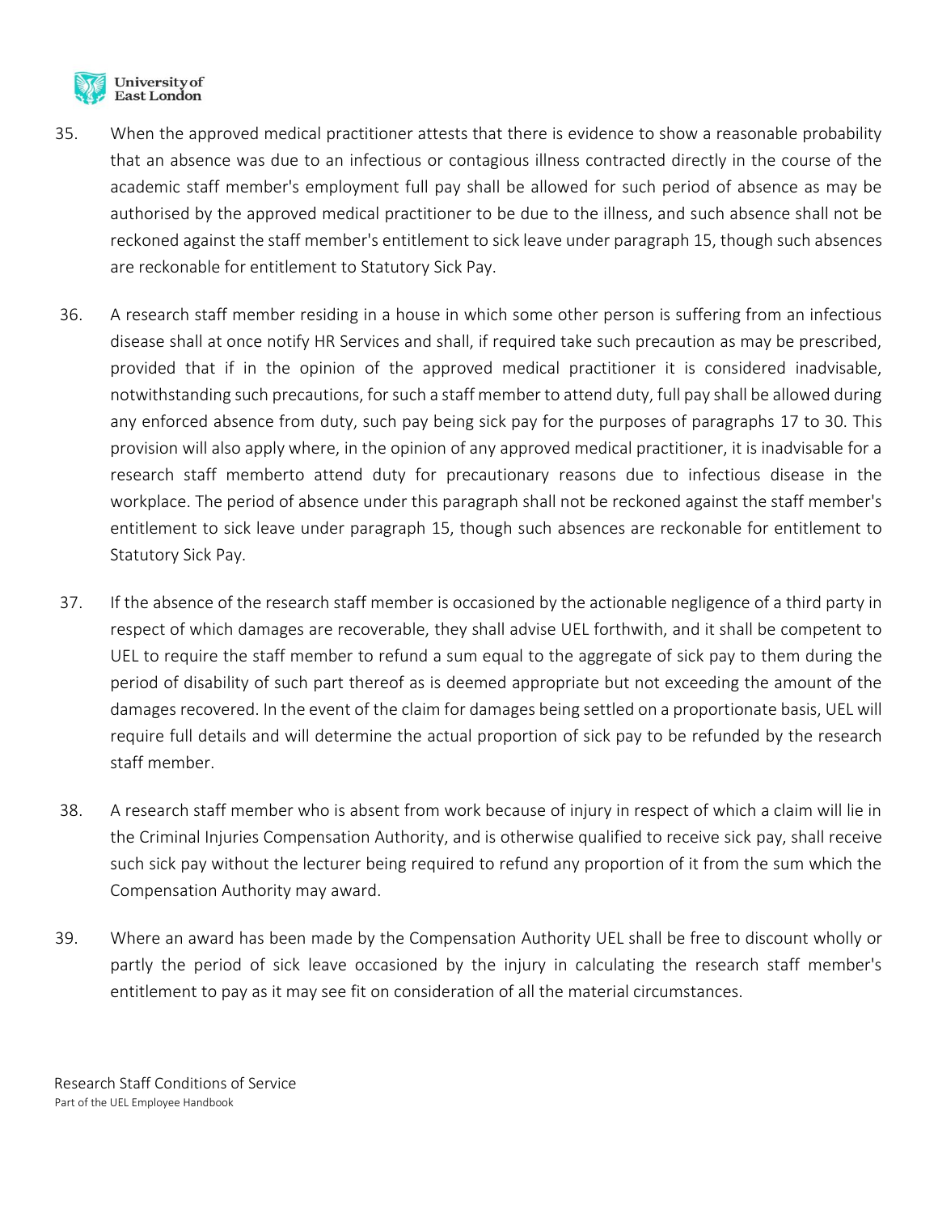35. When the approved medical practitioner attests that there is evidence to show a reasonable probability that an absence was due to an infectious or contagious illness contracted directly in the course of the academic staff member's employment full pay shall be allowed for such period of absence as may be authorised by the approved medical practitioner to be due to the illness, and such absence shall not be reckoned against the staff member's entitlement to sick leave under paragraph 15, though such absences are reckonable for entitlement to Statutory Sick Pay.

36. A research staff member residing in a house in which some other person is suffering from an infectious disease shall at once notify HR Services and shall, if required take such precaution as may be prescribed, provided that if in the opinion of the approved medical practitioner it is considered inadvisable, notwithstanding such precautions, for such a staff member to attend duty, full pay shall be allowed during any enforced absence from duty, such pay being sick pay for the purposes of paragraphs 17 to 30. This provision will also apply where, in the opinion of any approved medical practitioner, it is inadvisable for a research staff memberto attend duty for precautionary reasons due to infectious disease in the workplace. The period of absence under this paragraph shall not be reckoned against the staff member's entitlement to sick leave under paragraph 15, though such absences are reckonable for entitlement to Statutory Sick Pay.

37. If the absence of the research staff member is occasioned by the actionable negligence of a third party in respect of which damages are recoverable, they shall advise UEL forthwith, and it shall be competent to UEL to require the staff member to refund a sum equal to the aggregate of sick pay to them during the period of disability of such part thereof as is deemed appropriate but not exceeding the amount of the damages recovered. In the event of the claim for damages being settled on a proportionate basis, UEL will require full details and will determine the actual proportion of sick pay to be refunded by the research staff member.

38. A research staff member who is absent from work because of injury in respect of which a claim will lie in the Criminal Injuries Compensation Authority, and is otherwise qualified to receive sick pay, shall receive such sick pay without the lecturer being required to refund any proportion of it from the sum which the Compensation Authority may award.

39. Where an award has been made by the Compensation Authority UEL shall be free to discount wholly or partly the period of sick leave occasioned by the injury in calculating the research staff member's entitlement to pay as it may see fit on consideration of all the material circumstances.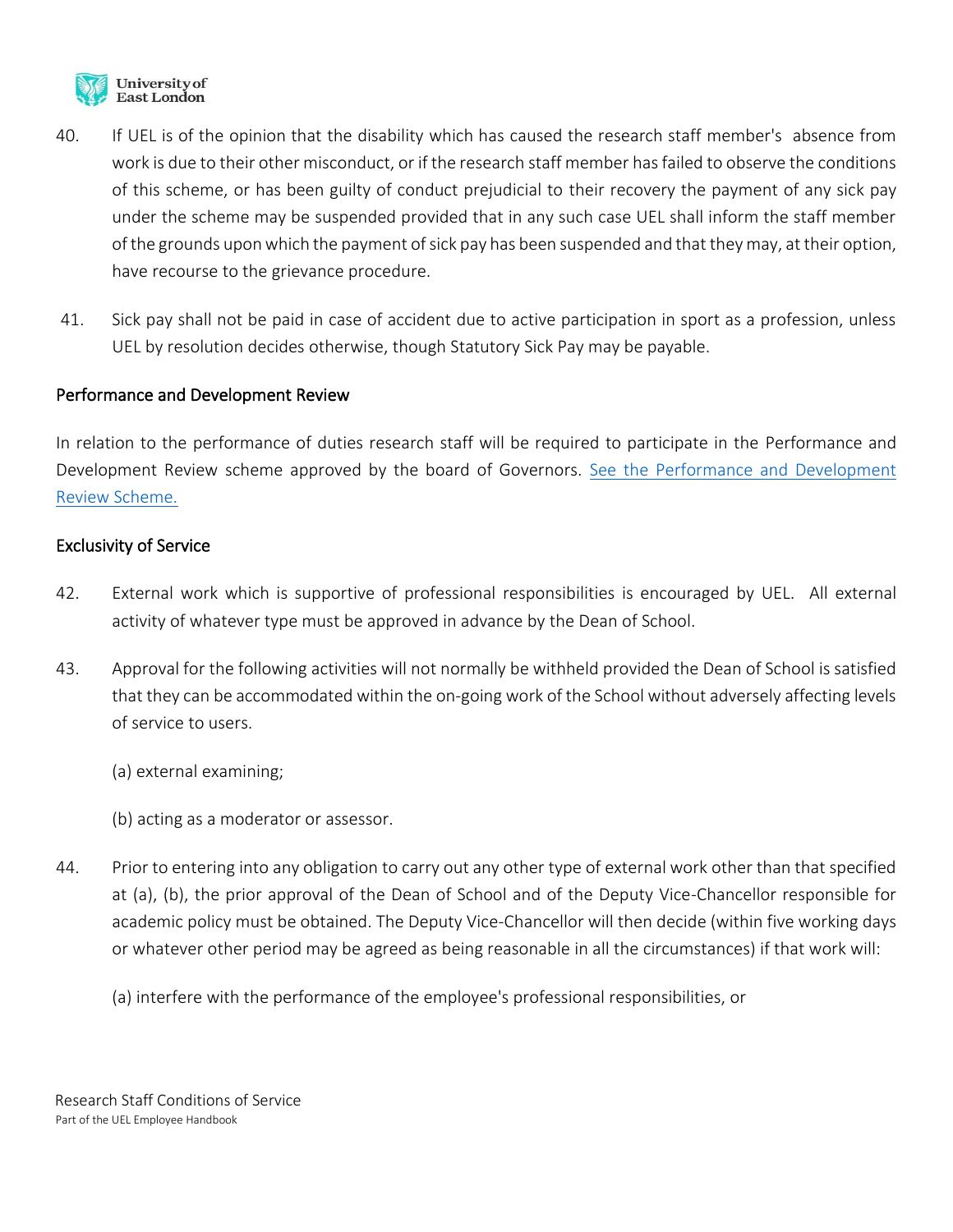40. If UEL is of the opinion that the disability which has caused the research staff member's absence from work is due to their other misconduct, or if the research staff member has failed to observe the conditions of this scheme, or has been guilty of conduct prejudicial to their recovery the payment of any sick pay under the scheme may be suspended provided that in any such case UEL shall inform the staff member of the grounds upon which the payment of sick pay has been suspended and that they may, at their option, have recourse to the grievance procedure.

41. Sick pay shall not be paid in case of accident due to active participation in sport as a profession, unless UEL by resolution decides otherwise, though Statutory Sick Pay may be payable.

## Performance and Development Review

In relation to the performance of duties research staff will be required to participate in the Performance and Development Review scheme approved by the board of Governors. [See the Performance and Development Review Scheme.]()

## Exclusivity of Service

42. External work which is supportive of professional responsibilities is encouraged by UEL. All external activity of whatever type must be approved in advance by the Dean of School.

43. Approval for the following activities will not normally be withheld provided the Dean of School is satisfied that they can be accommodated within the on-going work of the School without adversely affecting levels of service to users.

    (a) external examining;

    (b) acting as a moderator or assessor.

44. Prior to entering into any obligation to carry out any other type of external work other than that specified at (a), (b), the prior approval of the Dean of School and of the Deputy Vice-Chancellor responsible for academic policy must be obtained. The Deputy Vice-Chancellor will then decide (within five working days or whatever other period may be agreed as being reasonable in all the circumstances) if that work will:

    (a) interfere with the performance of the employee's professional responsibilities, or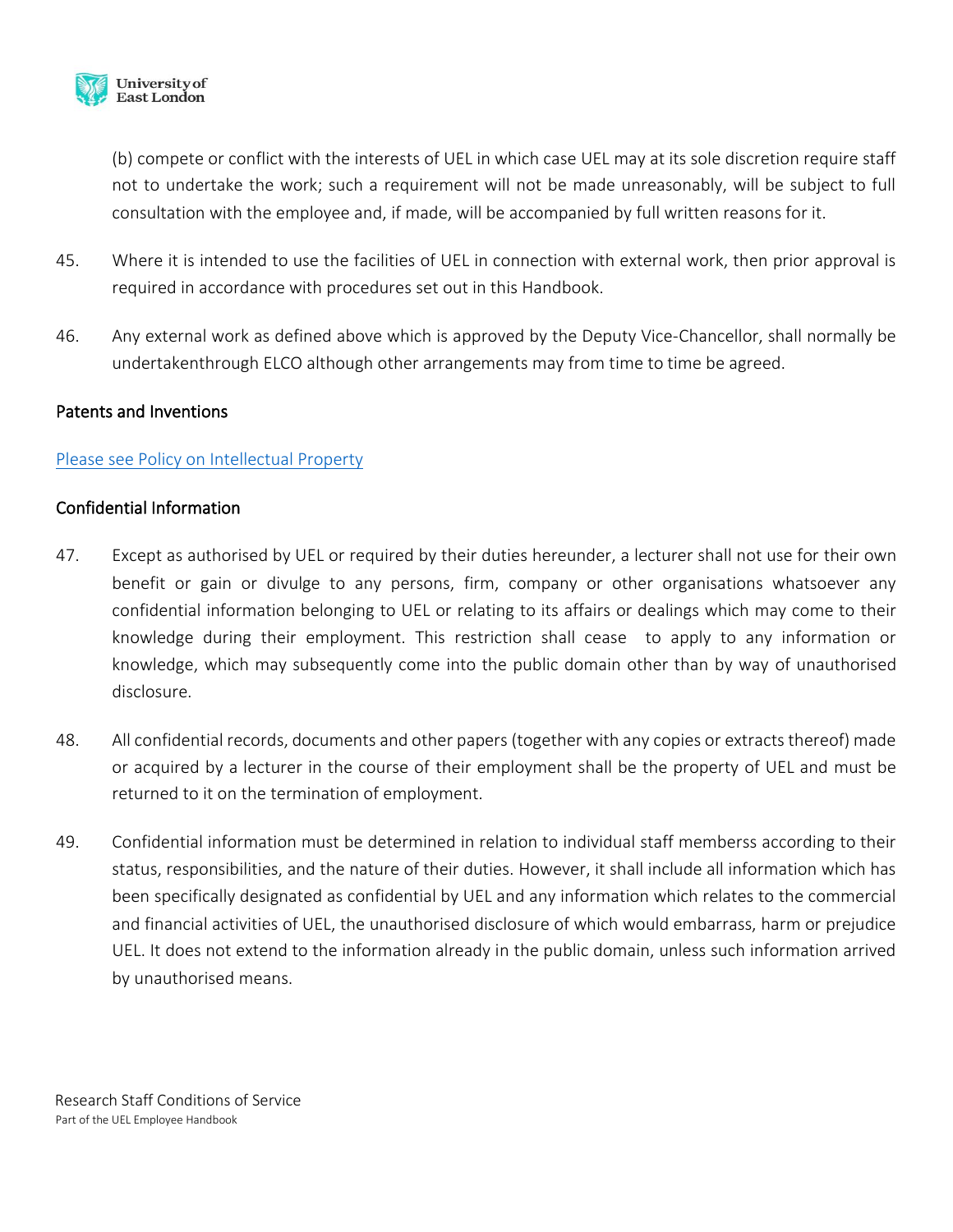(b) compete or conflict with the interests of UEL in which case UEL may at its sole discretion require staff not to undertake the work; such a requirement will not be made unreasonably, will be subject to full consultation with the employee and, if made, will be accompanied by full written reasons for it.

45. Where it is intended to use the facilities of UEL in connection with external work, then prior approval is required in accordance with procedures set out in this Handbook.

46. Any external work as defined above which is approved by the Deputy Vice-Chancellor, shall normally be undertakenthrough ELCO although other arrangements may from time to time be agreed.

### Patents and Inventions

[Please see Policy on Intellectual Property]

### Confidential Information

47. Except as authorised by UEL or required by their duties hereunder, a lecturer shall not use for their own benefit or gain or divulge to any persons, firm, company or other organisations whatsoever any confidential information belonging to UEL or relating to its affairs or dealings which may come to their knowledge during their employment. This restriction shall cease to apply to any information or knowledge, which may subsequently come into the public domain other than by way of unauthorised disclosure.

48. All confidential records, documents and other papers (together with any copies or extracts thereof) made or acquired by a lecturer in the course of their employment shall be the property of UEL and must be returned to it on the termination of employment.

49. Confidential information must be determined in relation to individual staff memberss according to their status, responsibilities, and the nature of their duties. However, it shall include all information which has been specifically designated as confidential by UEL and any information which relates to the commercial and financial activities of UEL, the unauthorised disclosure of which would embarrass, harm or prejudice UEL. It does not extend to the information already in the public domain, unless such information arrived by unauthorised means.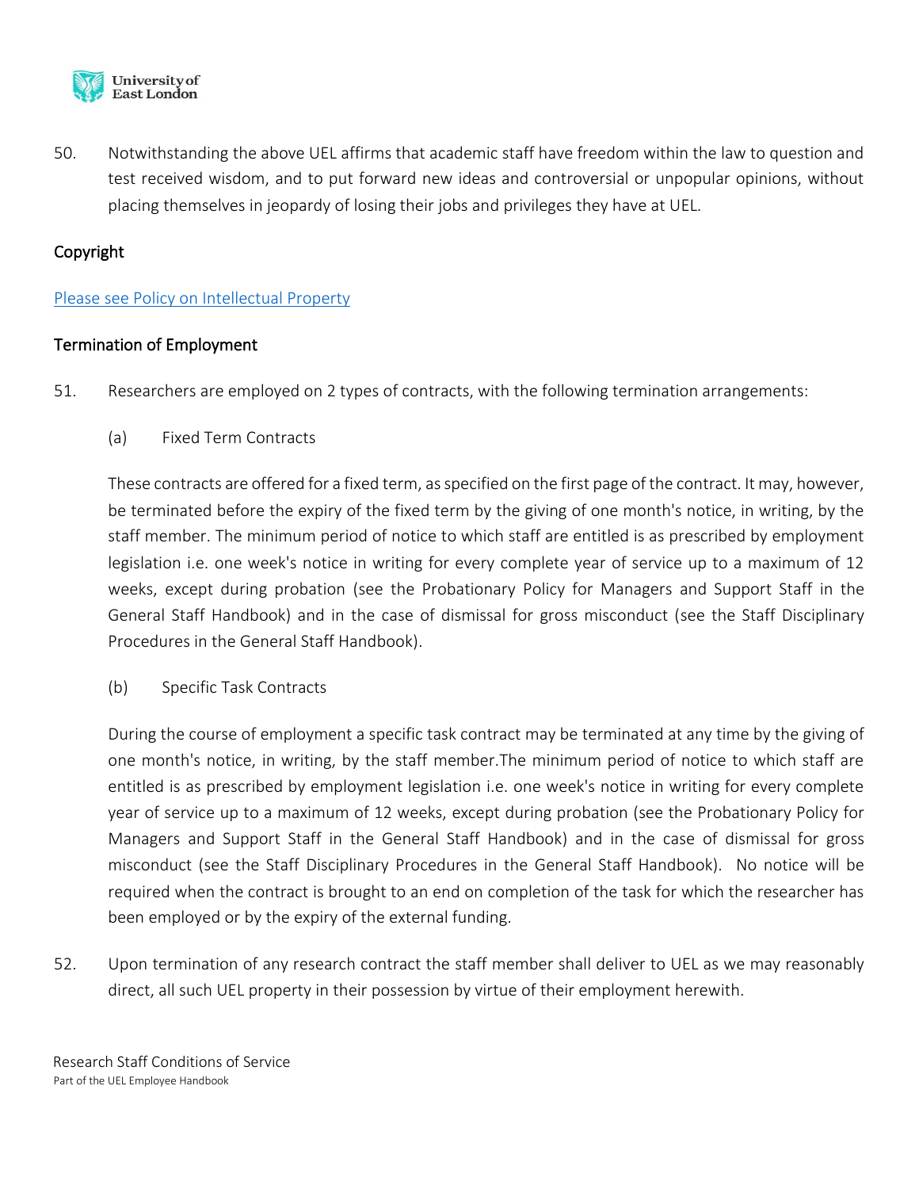50. Notwithstanding the above UEL affirms that academic staff have freedom within the law to question and test received wisdom, and to put forward new ideas and controversial or unpopular opinions, without placing themselves in jeopardy of losing their jobs and privileges they have at UEL.

## Copyright

[Please see Policy on Intellectual Property]()

## Termination of Employment

51. Researchers are employed on 2 types of contracts, with the following termination arrangements:

    (a) Fixed Term Contracts

    These contracts are offered for a fixed term, as specified on the first page of the contract. It may, however, be terminated before the expiry of the fixed term by the giving of one month's notice, in writing, by the staff member. The minimum period of notice to which staff are entitled is as prescribed by employment legislation i.e. one week's notice in writing for every complete year of service up to a maximum of 12 weeks, except during probation (see the Probationary Policy for Managers and Support Staff in the General Staff Handbook) and in the case of dismissal for gross misconduct (see the Staff Disciplinary Procedures in the General Staff Handbook).

    (b) Specific Task Contracts

    During the course of employment a specific task contract may be terminated at any time by the giving of one month's notice, in writing, by the staff member.The minimum period of notice to which staff are entitled is as prescribed by employment legislation i.e. one week's notice in writing for every complete year of service up to a maximum of 12 weeks, except during probation (see the Probationary Policy for Managers and Support Staff in the General Staff Handbook) and in the case of dismissal for gross misconduct (see the Staff Disciplinary Procedures in the General Staff Handbook). No notice will be required when the contract is brought to an end on completion of the task for which the researcher has been employed or by the expiry of the external funding.

52. Upon termination of any research contract the staff member shall deliver to UEL as we may reasonably direct, all such UEL property in their possession by virtue of their employment herewith.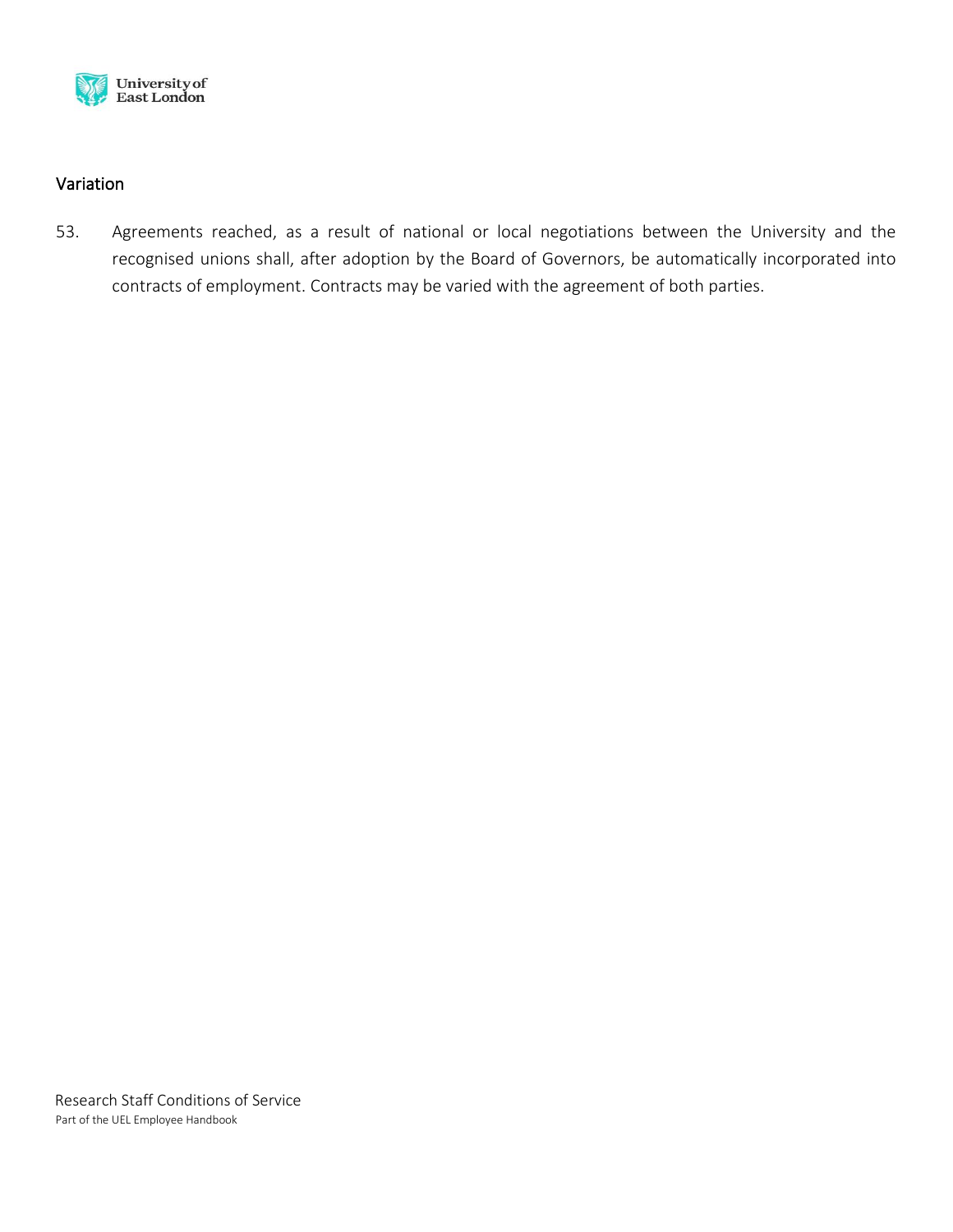## Variation

53. Agreements reached, as a result of national or local negotiations between the University and the recognised unions shall, after adoption by the Board of Governors, be automatically incorporated into contracts of employment. Contracts may be varied with the agreement of both parties.